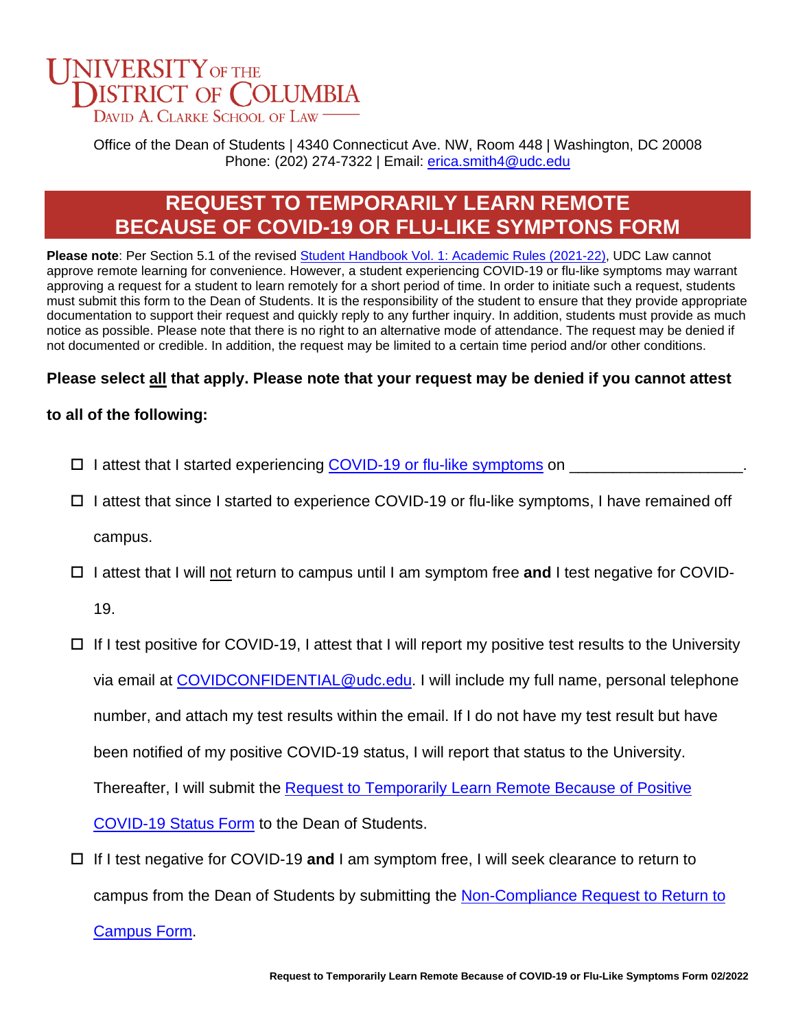# UNIVERSITY OF THE DISTRICT OF COLUMBIA
DAVID A. CLARKE SCHOOL OF LAW

Office of the Dean of Students | 4340 Connecticut Ave. NW, Room 448 | Washington, DC 20008
Phone: (202) 274-7322 | Email: erica.smith4@udc.edu

## REQUEST TO TEMPORARILY LEARN REMOTE BECAUSE OF COVID-19 OR FLU-LIKE SYMPTONS FORM

**Please note**: Per Section 5.1 of the revised Student Handbook Vol. 1: Academic Rules (2021-22), UDC Law cannot approve remote learning for convenience. However, a student experiencing COVID-19 or flu-like symptoms may warrant approving a request for a student to learn remotely for a short period of time. In order to initiate such a request, students must submit this form to the Dean of Students. It is the responsibility of the student to ensure that they provide appropriate documentation to support their request and quickly reply to any further inquiry. In addition, students must provide as much notice as possible. Please note that there is no right to an alternative mode of attendance. The request may be denied if not documented or credible. In addition, the request may be limited to a certain time period and/or other conditions.

**Please select all that apply. Please note that your request may be denied if you cannot attest to all of the following:**

- ☐ I attest that I started experiencing COVID-19 or flu-like symptoms on ____________________.
- ☐ I attest that since I started to experience COVID-19 or flu-like symptoms, I have remained off campus.
- ☐ I attest that I will not return to campus until I am symptom free **and** I test negative for COVID-19.
- ☐ If I test positive for COVID-19, I attest that I will report my positive test results to the University via email at COVIDCONFIDENTIAL@udc.edu. I will include my full name, personal telephone number, and attach my test results within the email. If I do not have my test result but have been notified of my positive COVID-19 status, I will report that status to the University. Thereafter, I will submit the Request to Temporarily Learn Remote Because of Positive COVID-19 Status Form to the Dean of Students.
- ☐ If I test negative for COVID-19 **and** I am symptom free, I will seek clearance to return to campus from the Dean of Students by submitting the Non-Compliance Request to Return to Campus Form.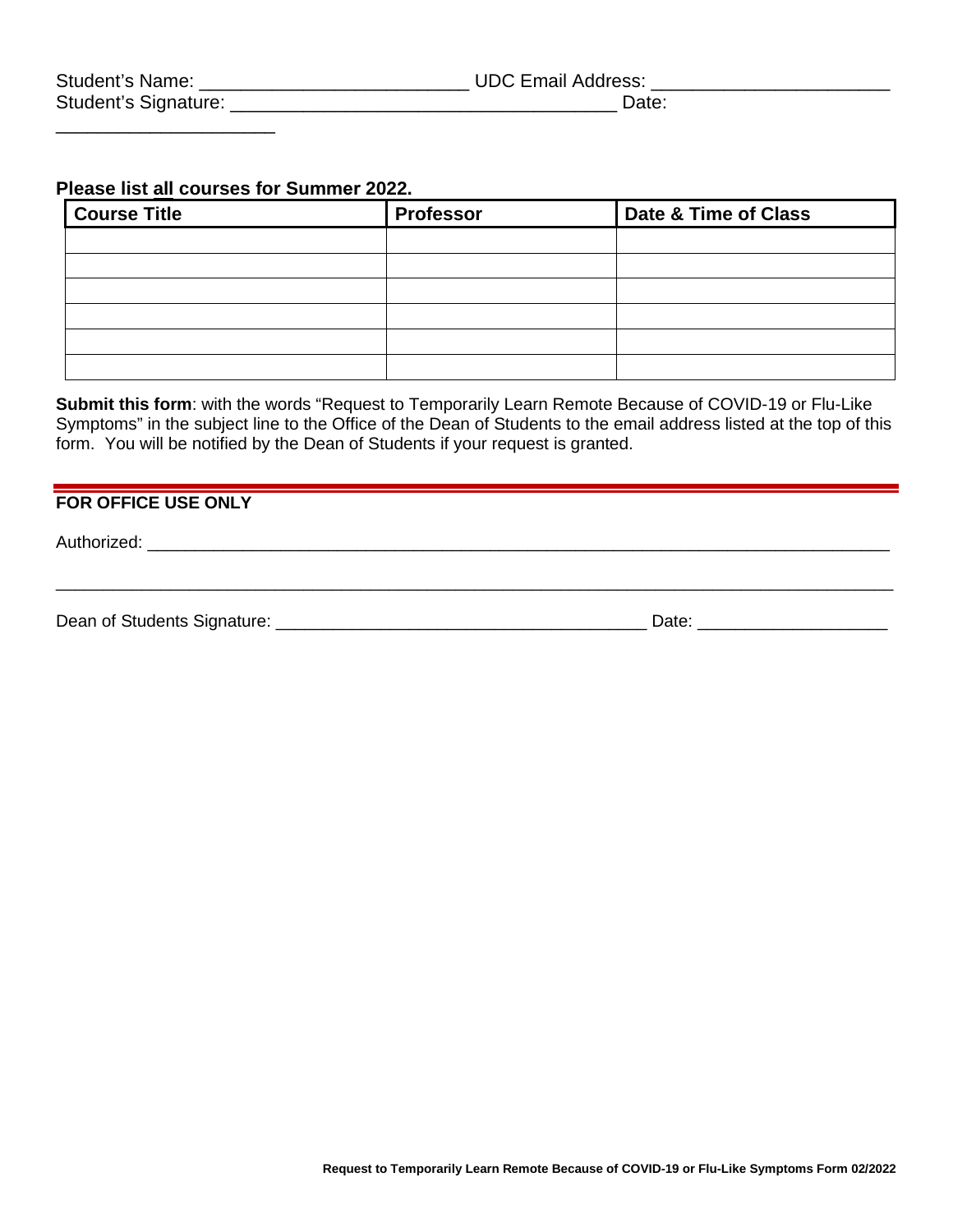Student's Name: ___________________________ UDC Email Address: _______________________
Student's Signature: _______________________________________ Date: ______________________

**Please list all courses for Summer 2022.**

| Course Title | Professor | Date & Time of Class |
|---|---|---|
| | | |
| | | |
| | | |
| | | |
| | | |
| | | |

**Submit this form**: with the words "Request to Temporarily Learn Remote Because of COVID-19 or Flu-Like Symptoms" in the subject line to the Office of the Dean of Students to the email address listed at the top of this form. You will be notified by the Dean of Students if your request is granted.

---

**FOR OFFICE USE ONLY**

Authorized: ___________________________________________________________________________

_____________________________________________________________________________________

Dean of Students Signature: ________________________________________ Date: ____________________

**Request to Temporarily Learn Remote Because of COVID-19 or Flu-Like Symptoms Form 02/2022**